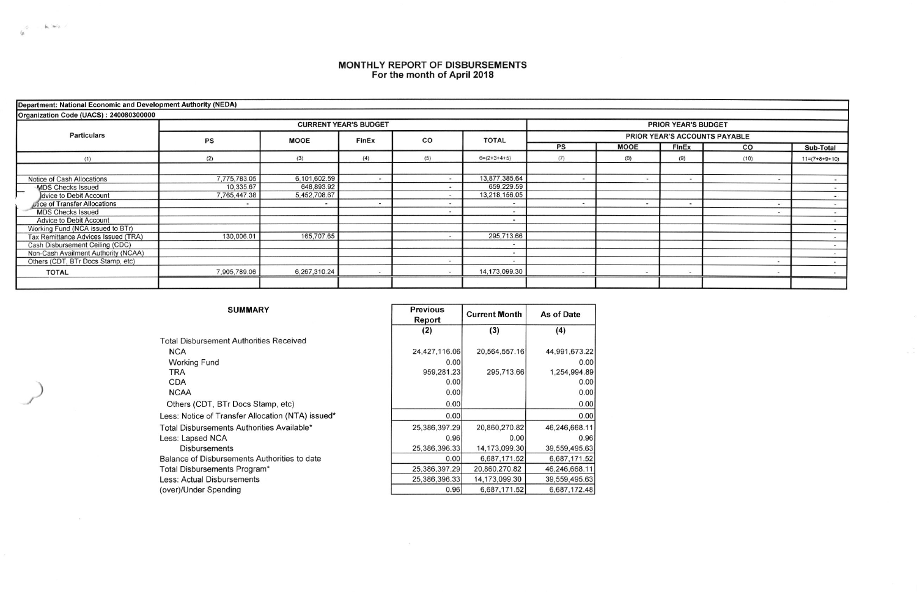# MONTHLY REPORT OF DISBURSEMENTS
## For the month of April 2018

**Department: National Economic and Development Authority (NEDA)**

**Organization Code (UACS) : 240080300000**

| Particulars | CURRENT YEAR'S BUDGET | | | | | PRIOR YEAR'S BUDGET | | | | |
|---|---|---|---|---|---|---|---|---|---|---|
| | | | | | | PRIOR YEAR'S ACCOUNTS PAYABLE | | | | |
| | PS | MOOE | FinEx | CO | TOTAL | PS | MOOE | FinEx | CO | Sub-Total |
| (1) | (2) | (3) | (4) | (5) | 6=(2+3+4+5) | (7) | (8) | (9) | (10) | 11=(7+8+9+10) |
| Notice of Cash Allocations | 7,775,783.05 | 6,101,602.59 | - | - | 13,877,385.64 | - | - | - | - | - |
| MDS Checks Issued | 10,335.67 | 648,893.92 | | - | 659,229.59 | | | | | - |
| Advice to Debit Account | 7,765,447.38 | 5,452,708.67 | | - | 13,218,156.05 | | | | | - |
| Notice of Transfer Allocations | - | - | - | - | - | - | - | - | - | - |
| MDS Checks Issued | | | | - | - | | | | - | - |
| Advice to Debit Account | | | | | - | | | | | - |
| Working Fund (NCA issued to BTr) | | | | | | | | | | - |
| Tax Remittance Advices Issued (TRA) | 130,006.01 | 165,707.65 | | - | 295,713.66 | | | | | - |
| Cash Disbursement Ceiling (CDC) | | | | | - | | | | | - |
| Non-Cash Availment Authority (NCAA) | | | | | - | | | | | - |
| Others (CDT, BTr Docs Stamp, etc) | | | | - | - | | | | - | - |
| TOTAL | 7,905,789.06 | 6,267,310.24 | - | - | 14,173,099.30 | - | - | - | - | - |

### SUMMARY

| | Previous Report | Current Month | As of Date |
|---|---|---|---|
| | (2) | (3) | (4) |
| Total Disbursement Authorities Received | | | |
| NCA | 24,427,116.06 | 20,564,557.16 | 44,991,673.22 |
| Working Fund | 0.00 | | 0.00 |
| TRA | 959,281.23 | 295,713.66 | 1,254,994.89 |
| CDA | 0.00 | | 0.00 |
| NCAA | 0.00 | | 0.00 |
| Others (CDT, BTr Docs Stamp, etc) | 0.00 | | 0.00 |
| Less: Notice of Transfer Allocation (NTA) issued* | 0.00 | | 0.00 |
| Total Disbursements Authorities Available* | 25,386,397.29 | 20,860,270.82 | 46,246,668.11 |
| Less: Lapsed NCA | 0.96 | 0.00 | 0.96 |
| Disbursements | 25,386,396.33 | 14,173,099.30 | 39,559,495.63 |
| Balance of Disbursements Authorities to date | 0.00 | 6,687,171.52 | 6,687,171.52 |
| Total Disbursements Program* | 25,386,397.29 | 20,860,270.82 | 46,246,668.11 |
| Less: Actual Disbursements | 25,386,396.33 | 14,173,099.30 | 39,559,495.63 |
| (over)/Under Spending | 0.96 | 6,687,171.52 | 6,687,172.48 |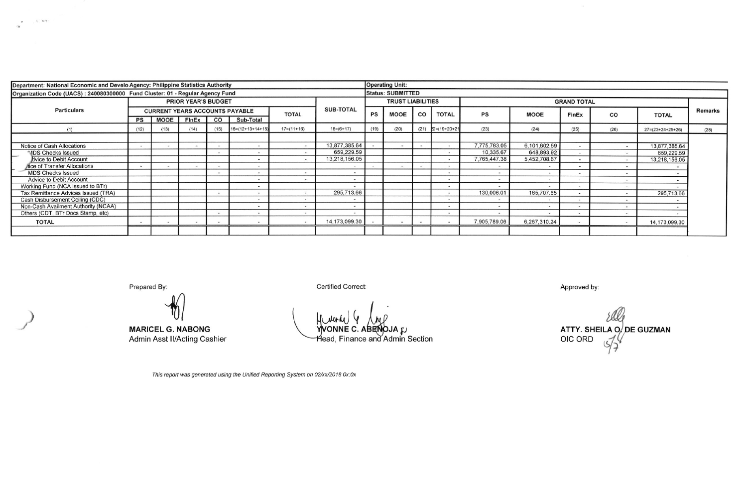| Department: National Economic and Develo Agency: Philippine Statistics Authority | | | | | | | | | Operating Unit: | | | | | | | | | |
|---|---|---|---|---|---|---|---|---|---|---|---|---|---|---|---|---|---|---|
| Organization Code (UACS) : 240080300000 Fund Cluster: 01 - Regular Agency Fund | | | | | | | | | Status: SUBMITTED | | | | | | | | | |
| Particulars | PRIOR YEAR'S BUDGET | | | | | | SUB-TOTAL | | TRUST LIABILITIES | | | | GRAND TOTAL | | | | | Remarks |
| | CURRENT YEARS ACCOUNTS PAYABLE | | | | | TOTAL | | | | | | | | | | | | |
| | PS | MOOE | FinEx | CO | Sub-Total | | | | PS | MOOE | CO | TOTAL | PS | MOOE | FinEx | CO | TOTAL | |
| (1) | (12) | (13) | (14) | (15) | 16=(12+13+14+15) | 17=(11+16) | 18=(6+17) | | (19) | (20) | (21) | 22=(19+20+21) | (23) | (24) | (25) | (26) | 27=(23+24+25+26) | (28) |
| Notice of Cash Allocations | - | - | - | - | - | - | 13,877,385.64 | | - | - | - | - | 7,775,783.05 | 6,101,602.59 | - | - | 13,877,385.64 | |
| MDS Checks Issued | | | | - | - | - | 659,229.59 | | | | | - | 10,335.67 | 648,893.92 | - | - | 659,229.59 | |
| Advice to Debit Account | | | | | - | - | 13,218,156.05 | | | | | - | 7,765,447.38 | 5,452,708.67 | - | - | 13,218,156.05 | |
| Notice of Transfer Allocations | - | - | - | - | - | | - | | - | - | - | - | - | - | - | - | - | |
| MDS Checks Issued | | | | - | - | - | - | | | | | - | - | - | - | - | - | |
| Advice to Debit Account | | | | | - | - | - | | | | | - | - | - | - | - | - | |
| Working Fund (NCA issued to BTr) | | | | | - | | - | | | | | - | - | - | - | - | - | |
| Tax Remittance Advices Issued (TRA) | | | | - | - | - | 295,713.66 | | | | | - | 130,006.01 | 165,707.65 | - | - | 295,713.66 | |
| Cash Disbursement Ceiling (CDC) | | | | | - | - | - | | | | | - | - | - | - | - | - | |
| Non-Cash Availment Authority (NCAA) | | | | | - | - | - | | | | | - | - | - | - | - | - | |
| Others (CDT, BTr Docs Stamp, etc) | | | | - | - | - | - | | | | | - | - | - | - | - | - | |
| TOTAL | - | - | - | - | - | - | 14,173,099.30 | | - | - | - | - | 7,905,789.06 | 6,267,310.24 | - | - | 14,173,099.30 | |

Prepared By:

**MARICEL G. NABONG**
Admin Asst II/Acting Cashier

Certified Correct:

**YVONNE C. ABENOJA**
Head, Finance and Admin Section

Approved by:

**ATTY. SHEILA O. DE GUZMAN**
OIC ORD

*This report was generated using the Unified Reporting System on 02/xx/2018 0x:0x*